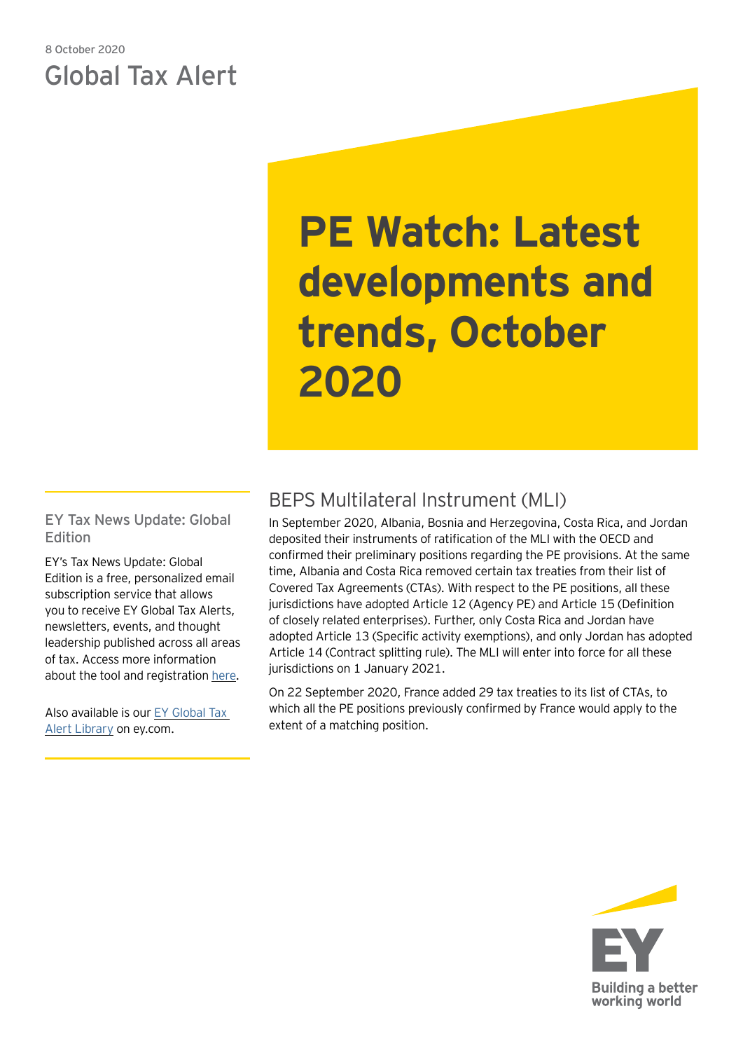8 October 2020

Global Tax Alert

# PE Watch: Latest developments and trends, October 2020

## BEPS Multilateral Instrument (MLI)

In September 2020, Albania, Bosnia and Herzegovina, Costa Rica, and Jordan deposited their instruments of ratification of the MLI with the OECD and confirmed their preliminary positions regarding the PE provisions. At the same time, Albania and Costa Rica removed certain tax treaties from their list of Covered Tax Agreements (CTAs). With respect to the PE positions, all these jurisdictions have adopted Article 12 (Agency PE) and Article 15 (Definition of closely related enterprises). Further, only Costa Rica and Jordan have adopted Article 13 (Specific activity exemptions), and only Jordan has adopted Article 14 (Contract splitting rule). The MLI will enter into force for all these jurisdictions on 1 January 2021.

On 22 September 2020, France added 29 tax treaties to its list of CTAs, to which all the PE positions previously confirmed by France would apply to the extent of a matching position.

---

**EY Tax News Update: Global Edition**

EY's Tax News Update: Global Edition is a free, personalized email subscription service that allows you to receive EY Global Tax Alerts, newsletters, events, and thought leadership published across all areas of tax. Access more information about the tool and registration here.

Also available is our EY Global Tax Alert Library on ey.com.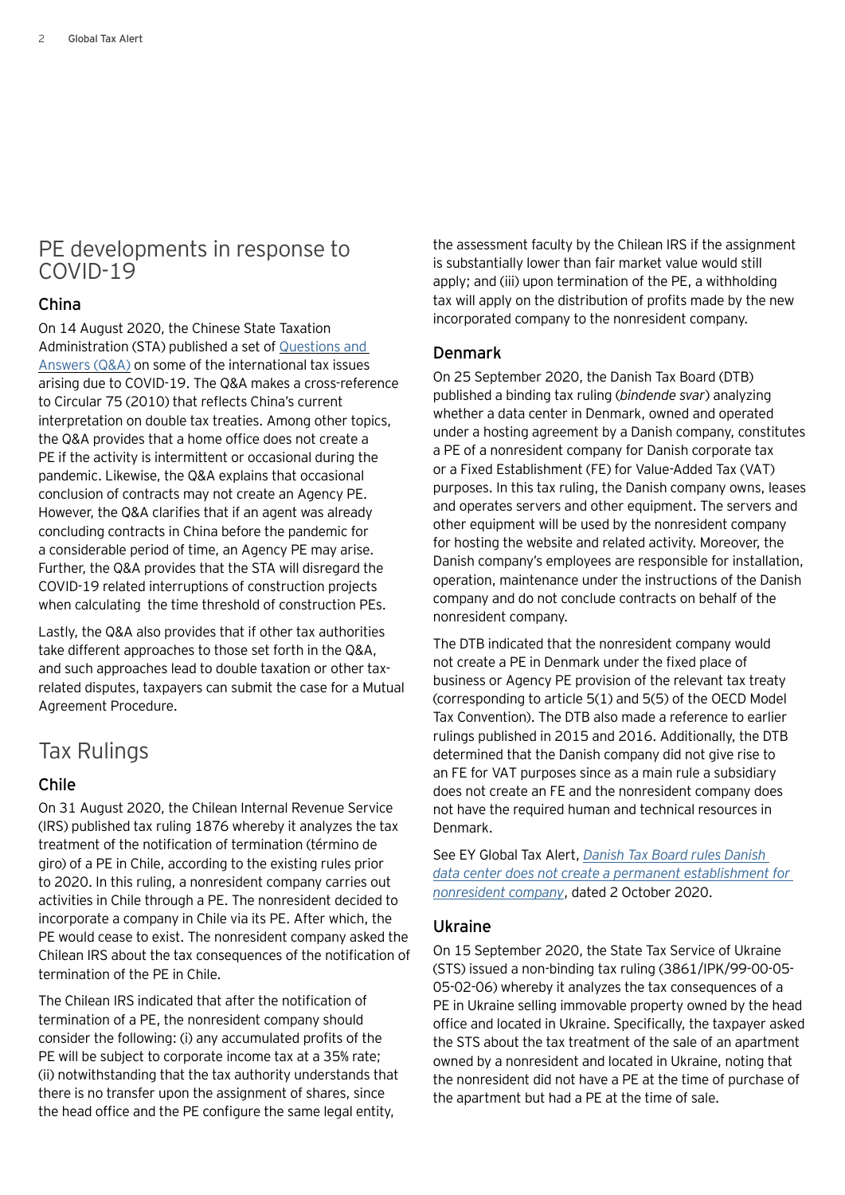## PE developments in response to COVID-19

### China

On 14 August 2020, the Chinese State Taxation Administration (STA) published a set of Questions and Answers (Q&A) on some of the international tax issues arising due to COVID-19. The Q&A makes a cross-reference to Circular 75 (2010) that reflects China's current interpretation on double tax treaties. Among other topics, the Q&A provides that a home office does not create a PE if the activity is intermittent or occasional during the pandemic. Likewise, the Q&A explains that occasional conclusion of contracts may not create an Agency PE. However, the Q&A clarifies that if an agent was already concluding contracts in China before the pandemic for a considerable period of time, an Agency PE may arise. Further, the Q&A provides that the STA will disregard the COVID-19 related interruptions of construction projects when calculating the time threshold of construction PEs.

Lastly, the Q&A also provides that if other tax authorities take different approaches to those set forth in the Q&A, and such approaches lead to double taxation or other tax-related disputes, taxpayers can submit the case for a Mutual Agreement Procedure.

## Tax Rulings

### Chile

On 31 August 2020, the Chilean Internal Revenue Service (IRS) published tax ruling 1876 whereby it analyzes the tax treatment of the notification of termination (término de giro) of a PE in Chile, according to the existing rules prior to 2020. In this ruling, a nonresident company carries out activities in Chile through a PE. The nonresident decided to incorporate a company in Chile via its PE. After which, the PE would cease to exist. The nonresident company asked the Chilean IRS about the tax consequences of the notification of termination of the PE in Chile.

The Chilean IRS indicated that after the notification of termination of a PE, the nonresident company should consider the following: (i) any accumulated profits of the PE will be subject to corporate income tax at a 35% rate; (ii) notwithstanding that the tax authority understands that there is no transfer upon the assignment of shares, since the head office and the PE configure the same legal entity, the assessment faculty by the Chilean IRS if the assignment is substantially lower than fair market value would still apply; and (iii) upon termination of the PE, a withholding tax will apply on the distribution of profits made by the new incorporated company to the nonresident company.

### Denmark

On 25 September 2020, the Danish Tax Board (DTB) published a binding tax ruling (*bindende svar*) analyzing whether a data center in Denmark, owned and operated under a hosting agreement by a Danish company, constitutes a PE of a nonresident company for Danish corporate tax or a Fixed Establishment (FE) for Value-Added Tax (VAT) purposes. In this tax ruling, the Danish company owns, leases and operates servers and other equipment. The servers and other equipment will be used by the nonresident company for hosting the website and related activity. Moreover, the Danish company's employees are responsible for installation, operation, maintenance under the instructions of the Danish company and do not conclude contracts on behalf of the nonresident company.

The DTB indicated that the nonresident company would not create a PE in Denmark under the fixed place of business or Agency PE provision of the relevant tax treaty (corresponding to article 5(1) and 5(5) of the OECD Model Tax Convention). The DTB also made a reference to earlier rulings published in 2015 and 2016. Additionally, the DTB determined that the Danish company did not give rise to an FE for VAT purposes since as a main rule a subsidiary does not create an FE and the nonresident company does not have the required human and technical resources in Denmark.

See EY Global Tax Alert, *Danish Tax Board rules Danish data center does not create a permanent establishment for nonresident company*, dated 2 October 2020.

### Ukraine

On 15 September 2020, the State Tax Service of Ukraine (STS) issued a non-binding tax ruling (3861/IPK/99-00-05-05-02-06) whereby it analyzes the tax consequences of a PE in Ukraine selling immovable property owned by the head office and located in Ukraine. Specifically, the taxpayer asked the STS about the tax treatment of the sale of an apartment owned by a nonresident and located in Ukraine, noting that the nonresident did not have a PE at the time of purchase of the apartment but had a PE at the time of sale.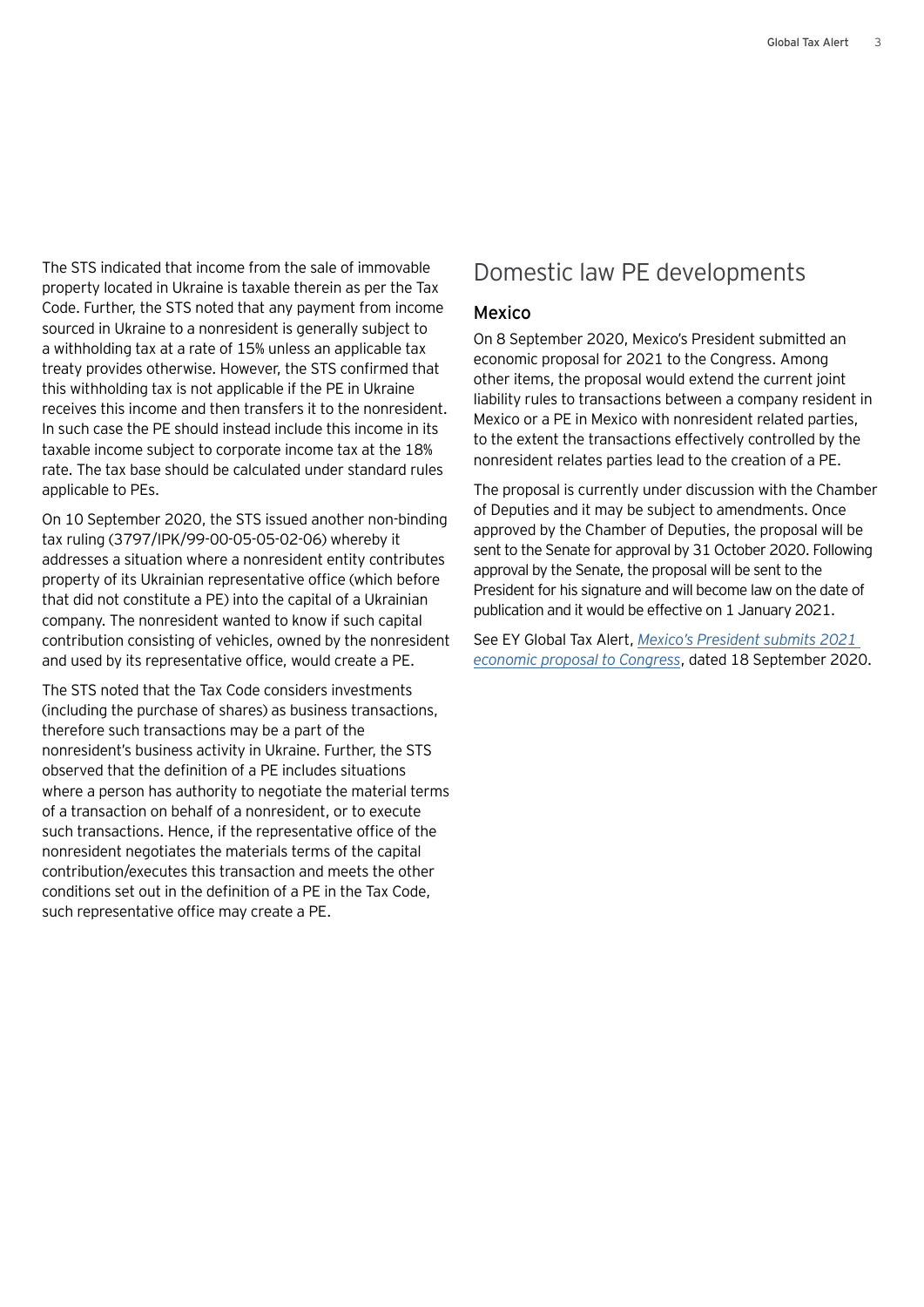The STS indicated that income from the sale of immovable property located in Ukraine is taxable therein as per the Tax Code. Further, the STS noted that any payment from income sourced in Ukraine to a nonresident is generally subject to a withholding tax at a rate of 15% unless an applicable tax treaty provides otherwise. However, the STS confirmed that this withholding tax is not applicable if the PE in Ukraine receives this income and then transfers it to the nonresident. In such case the PE should instead include this income in its taxable income subject to corporate income tax at the 18% rate. The tax base should be calculated under standard rules applicable to PEs.

On 10 September 2020, the STS issued another non-binding tax ruling (3797/IPK/99-00-05-05-02-06) whereby it addresses a situation where a nonresident entity contributes property of its Ukrainian representative office (which before that did not constitute a PE) into the capital of a Ukrainian company. The nonresident wanted to know if such capital contribution consisting of vehicles, owned by the nonresident and used by its representative office, would create a PE.

The STS noted that the Tax Code considers investments (including the purchase of shares) as business transactions, therefore such transactions may be a part of the nonresident's business activity in Ukraine. Further, the STS observed that the definition of a PE includes situations where a person has authority to negotiate the material terms of a transaction on behalf of a nonresident, or to execute such transactions. Hence, if the representative office of the nonresident negotiates the materials terms of the capital contribution/executes this transaction and meets the other conditions set out in the definition of a PE in the Tax Code, such representative office may create a PE.

# Domestic law PE developments

## Mexico

On 8 September 2020, Mexico's President submitted an economic proposal for 2021 to the Congress. Among other items, the proposal would extend the current joint liability rules to transactions between a company resident in Mexico or a PE in Mexico with nonresident related parties, to the extent the transactions effectively controlled by the nonresident relates parties lead to the creation of a PE.

The proposal is currently under discussion with the Chamber of Deputies and it may be subject to amendments. Once approved by the Chamber of Deputies, the proposal will be sent to the Senate for approval by 31 October 2020. Following approval by the Senate, the proposal will be sent to the President for his signature and will become law on the date of publication and it would be effective on 1 January 2021.

See EY Global Tax Alert, *Mexico's President submits 2021 economic proposal to Congress*, dated 18 September 2020.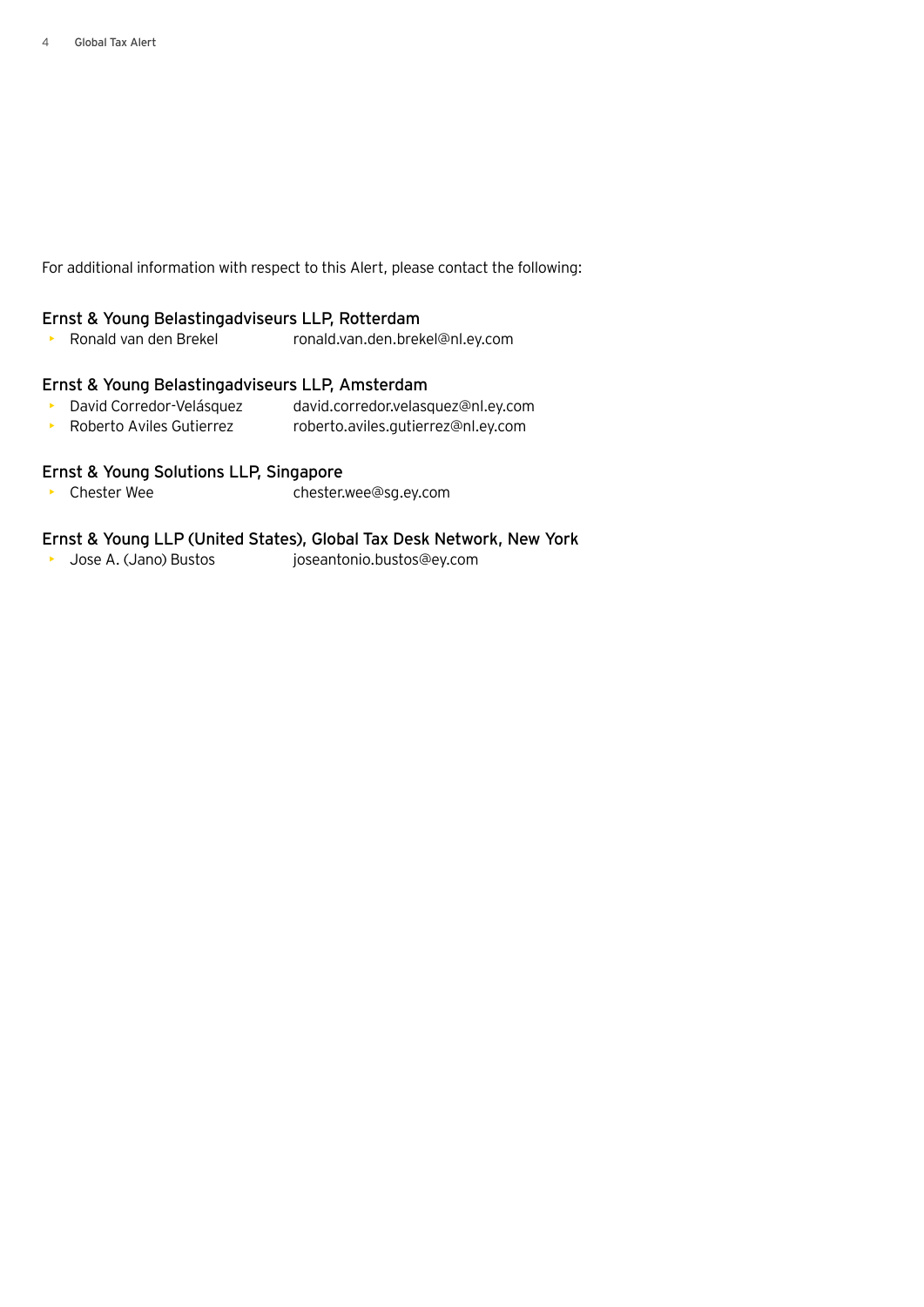For additional information with respect to this Alert, please contact the following:

### Ernst & Young Belastingadviseurs LLP, Rotterdam

- Ronald van den Brekel ronald.van.den.brekel@nl.ey.com

### Ernst & Young Belastingadviseurs LLP, Amsterdam

- David Corredor-Velásquez david.corredor.velasquez@nl.ey.com
- Roberto Aviles Gutierrez roberto.aviles.gutierrez@nl.ey.com

### Ernst & Young Solutions LLP, Singapore

- Chester Wee chester.wee@sg.ey.com

### Ernst & Young LLP (United States), Global Tax Desk Network, New York

- Jose A. (Jano) Bustos joseantonio.bustos@ey.com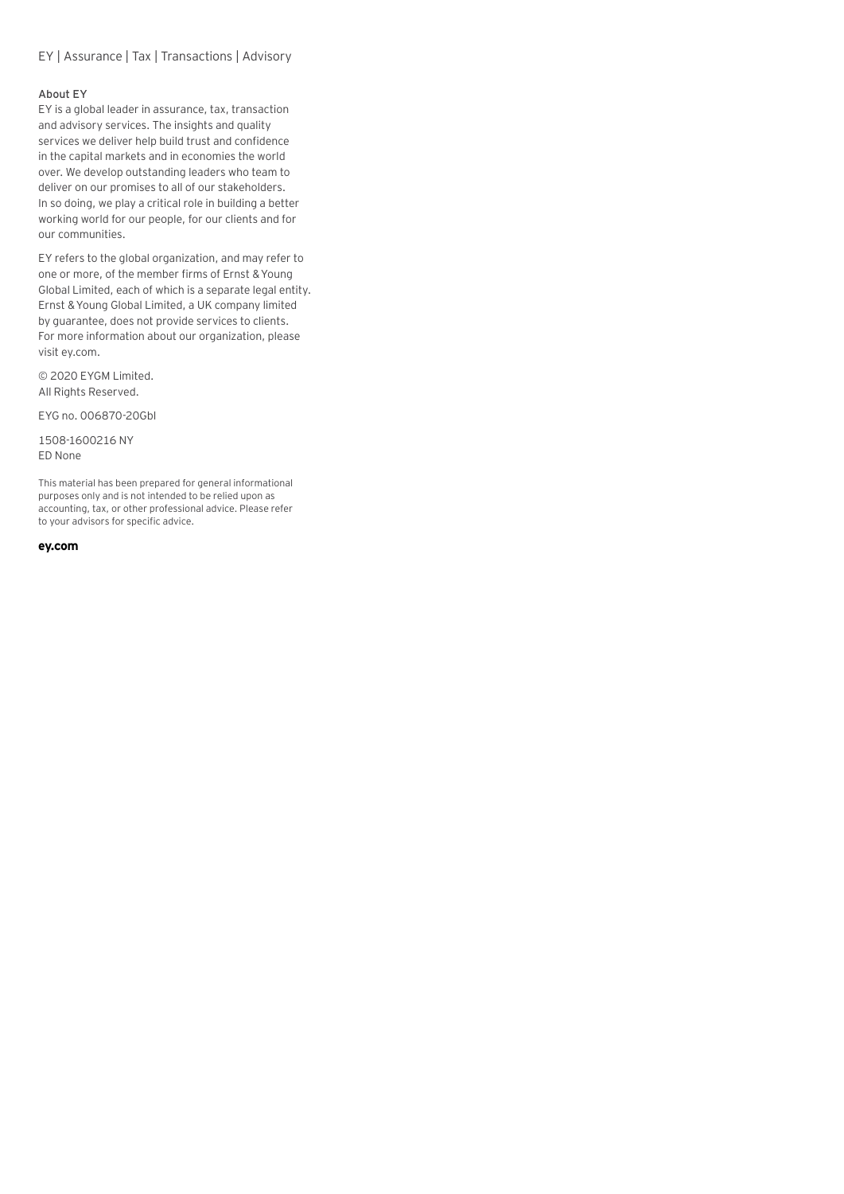EY | Assurance | Tax | Transactions | Advisory

## About EY

EY is a global leader in assurance, tax, transaction and advisory services. The insights and quality services we deliver help build trust and confidence in the capital markets and in economies the world over. We develop outstanding leaders who team to deliver on our promises to all of our stakeholders. In so doing, we play a critical role in building a better working world for our people, for our clients and for our communities.

EY refers to the global organization, and may refer to one or more, of the member firms of Ernst & Young Global Limited, each of which is a separate legal entity. Ernst & Young Global Limited, a UK company limited by guarantee, does not provide services to clients. For more information about our organization, please visit ey.com.

© 2020 EYGM Limited.
All Rights Reserved.

EYG no. 006870-20Gbl

1508-1600216 NY
ED None

This material has been prepared for general informational purposes only and is not intended to be relied upon as accounting, tax, or other professional advice. Please refer to your advisors for specific advice.

**ey.com**